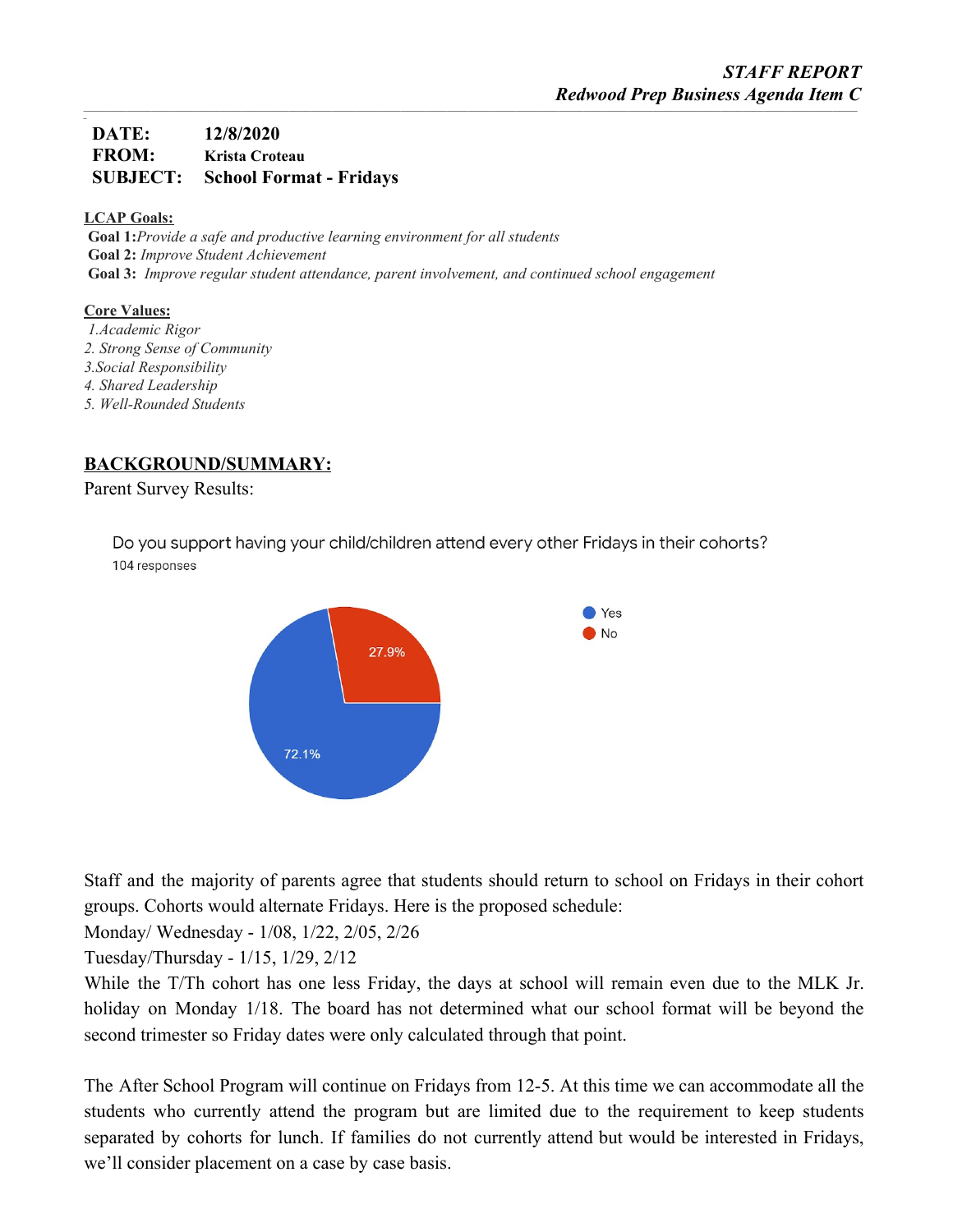*STAFF REPORT*
*Redwood Prep Business Agenda Item C*

**DATE:** 12/8/2020
**FROM:** Krista Croteau
**SUBJECT:** School Format - Fridays

**LCAP Goals:**

**Goal 1:** *Provide a safe and productive learning environment for all students*
**Goal 2:** *Improve Student Achievement*
**Goal 3:** *Improve regular student attendance, parent involvement, and continued school engagement*

**Core Values:**

*1. Academic Rigor*
*2. Strong Sense of Community*
*3. Social Responsibility*
*4. Shared Leadership*
*5. Well-Rounded Students*

## BACKGROUND/SUMMARY:

Parent Survey Results:

Do you support having your child/children attend every other Fridays in their cohorts?
104 responses

| Response | Percentage |
|---|---|
| Yes | 72.1% |
| No | 27.9% |

Staff and the majority of parents agree that students should return to school on Fridays in their cohort groups. Cohorts would alternate Fridays. Here is the proposed schedule:

Monday/ Wednesday - 1/08, 1/22, 2/05, 2/26

Tuesday/Thursday - 1/15, 1/29, 2/12

While the T/Th cohort has one less Friday, the days at school will remain even due to the MLK Jr. holiday on Monday 1/18. The board has not determined what our school format will be beyond the second trimester so Friday dates were only calculated through that point.

The After School Program will continue on Fridays from 12-5. At this time we can accommodate all the students who currently attend the program but are limited due to the requirement to keep students separated by cohorts for lunch. If families do not currently attend but would be interested in Fridays, we'll consider placement on a case by case basis.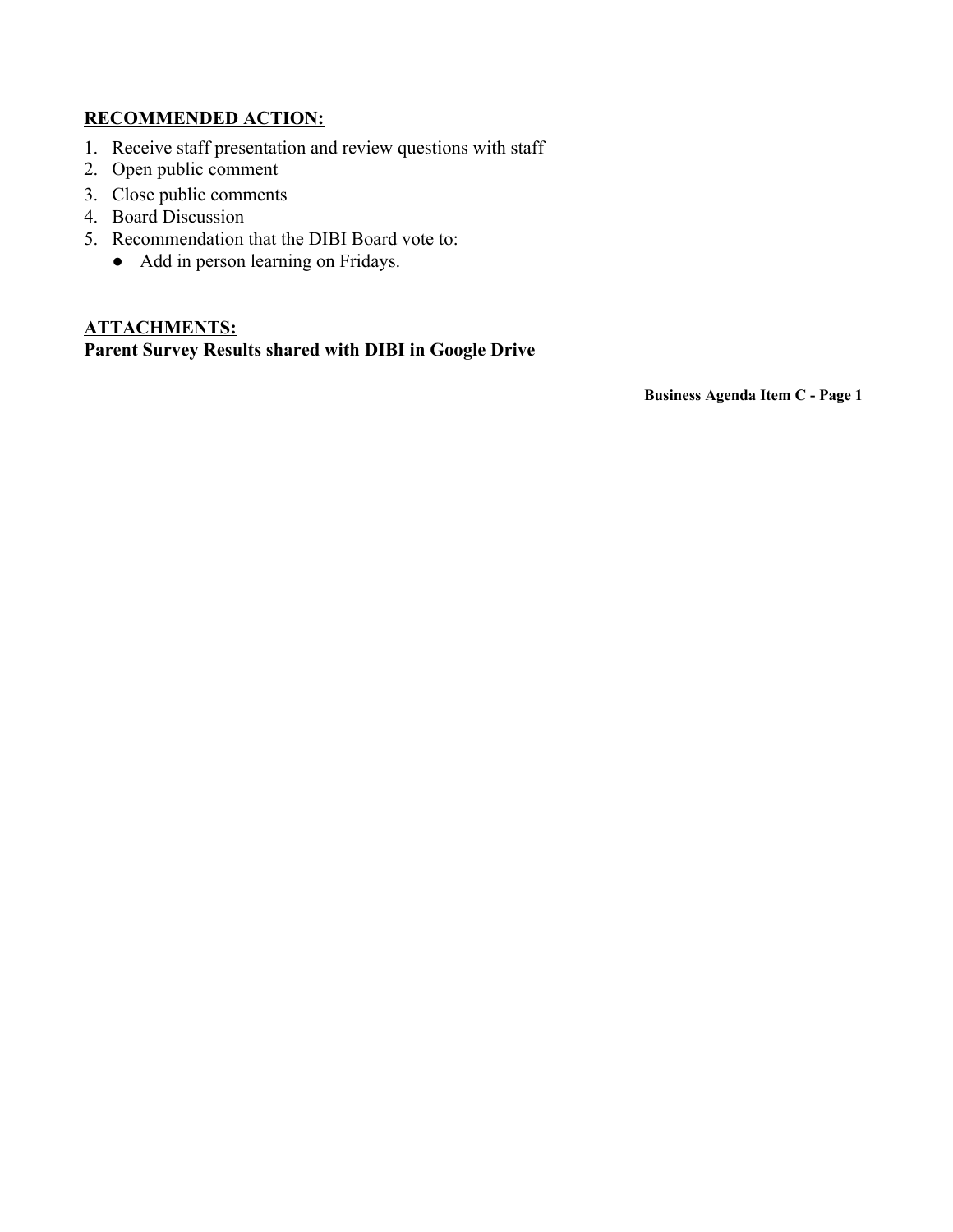**RECOMMENDED ACTION:**

1. Receive staff presentation and review questions with staff
2. Open public comment
3. Close public comments
4. Board Discussion
5. Recommendation that the DIBI Board vote to:
   - Add in person learning on Fridays.

**ATTACHMENTS:**

**Parent Survey Results shared with DIBI in Google Drive**